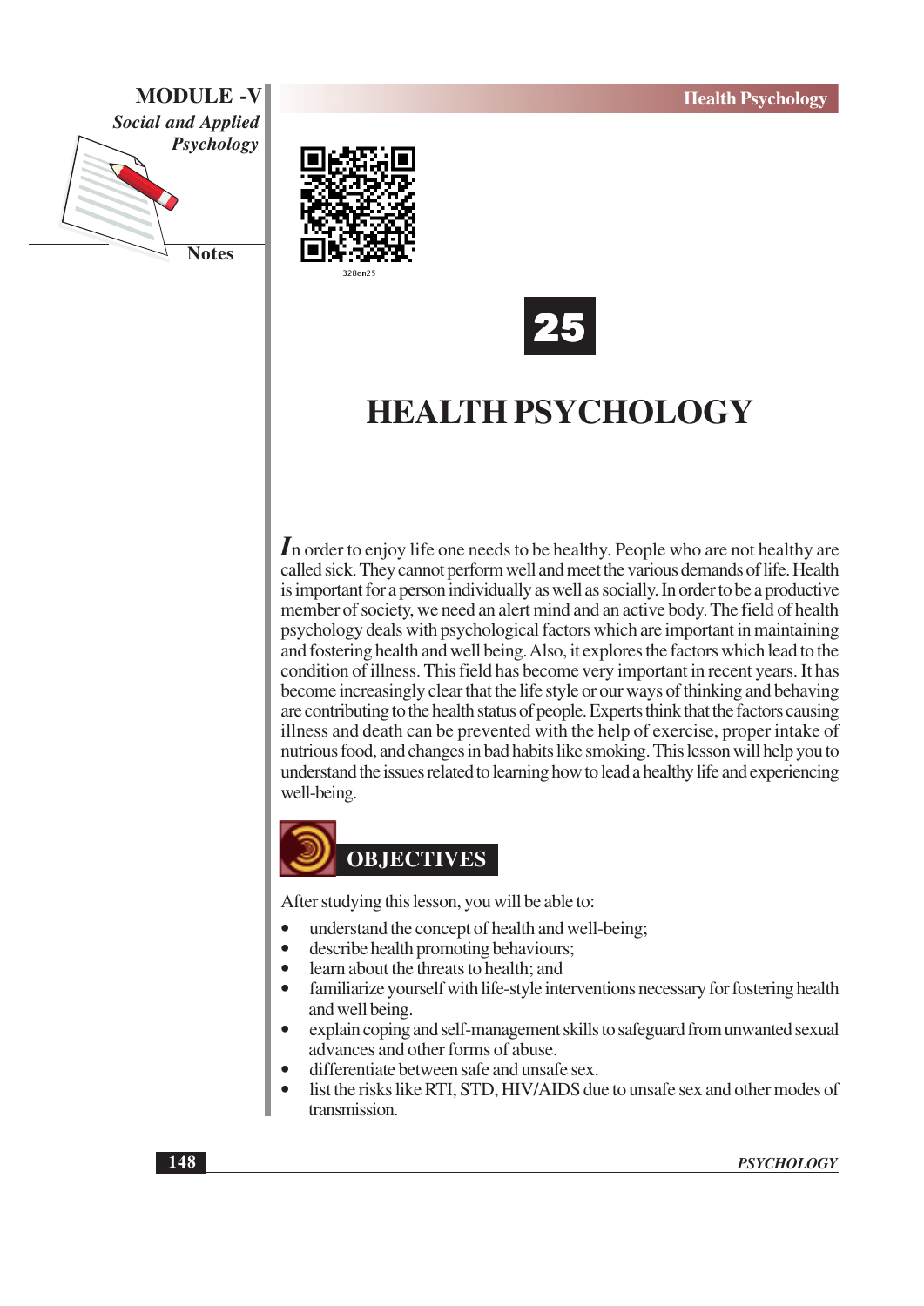# 25

# HEALTH PSYCHOLOGY

In order to enjoy life one needs to be healthy. People who are not healthy are called sick. They cannot perform well and meet the various demands of life. Health is important for a person individually as well as socially. In order to be a productive member of society, we need an alert mind and an active body. The field of health psychology deals with psychological factors which are important in maintaining and fostering health and well being. Also, it explores the factors which lead to the condition of illness. This field has become very important in recent years. It has become increasingly clear that the life style or our ways of thinking and behaving are contributing to the health status of people. Experts think that the factors causing illness and death can be prevented with the help of exercise, proper intake of nutrious food, and changes in bad habits like smoking. This lesson will help you to understand the issues related to learning how to lead a healthy life and experiencing well-being.

## OBJECTIVES

After studying this lesson, you will be able to:

- understand the concept of health and well-being;
- describe health promoting behaviours;
- learn about the threats to health; and
- familiarize yourself with life-style interventions necessary for fostering health and well being.
- explain coping and self-management skills to safeguard from unwanted sexual advances and other forms of abuse.
- differentiate between safe and unsafe sex.
- list the risks like RTI, STD, HIV/AIDS due to unsafe sex and other modes of transmission.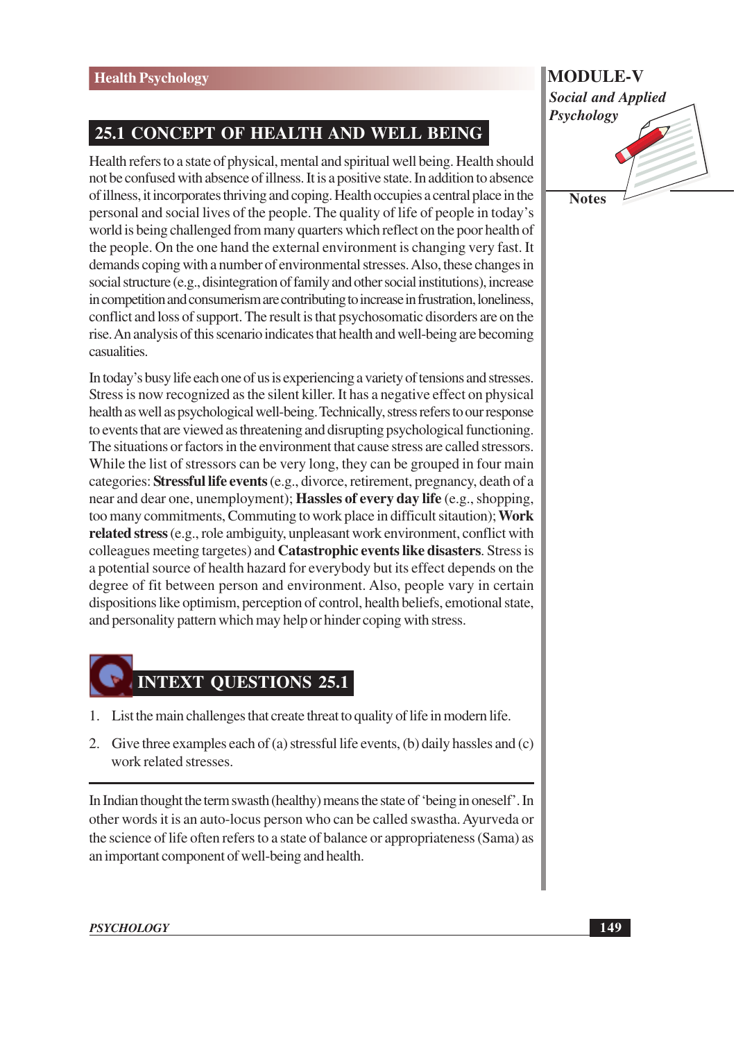## 25.1 CONCEPT OF HEALTH AND WELL BEING

Health refers to a state of physical, mental and spiritual well being. Health should not be confused with absence of illness. It is a positive state. In addition to absence of illness, it incorporates thriving and coping. Health occupies a central place in the personal and social lives of the people. The quality of life of people in today's world is being challenged from many quarters which reflect on the poor health of the people. On the one hand the external environment is changing very fast. It demands coping with a number of environmental stresses. Also, these changes in social structure (e.g., disintegration of family and other social institutions), increase in competition and consumerism are contributing to increase in frustration, loneliness, conflict and loss of support. The result is that psychosomatic disorders are on the rise. An analysis of this scenario indicates that health and well-being are becoming casualities.

In today's busy life each one of us is experiencing a variety of tensions and stresses. Stress is now recognized as the silent killer. It has a negative effect on physical health as well as psychological well-being. Technically, stress refers to our response to events that are viewed as threatening and disrupting psychological functioning. The situations or factors in the environment that cause stress are called stressors. While the list of stressors can be very long, they can be grouped in four main categories: **Stressful life events** (e.g., divorce, retirement, pregnancy, death of a near and dear one, unemployment); **Hassles of every day life** (e.g., shopping, too many commitments, Commuting to work place in difficult sitaution); **Work related stress** (e.g., role ambiguity, unpleasant work environment, conflict with colleagues meeting targetes) and **Catastrophic events like disasters**. Stress is a potential source of health hazard for everybody but its effect depends on the degree of fit between person and environment. Also, people vary in certain dispositions like optimism, perception of control, health beliefs, emotional state, and personality pattern which may help or hinder coping with stress.

## INTEXT QUESTIONS 25.1

1. List the main challenges that create threat to quality of life in modern life.
2. Give three examples each of (a) stressful life events, (b) daily hassles and (c) work related stresses.

---

In Indian thought the term swasth (healthy) means the state of 'being in oneself'. In other words it is an auto-locus person who can be called swastha. Ayurveda or the science of life often refers to a state of balance or appropriateness (Sama) as an important component of well-being and health.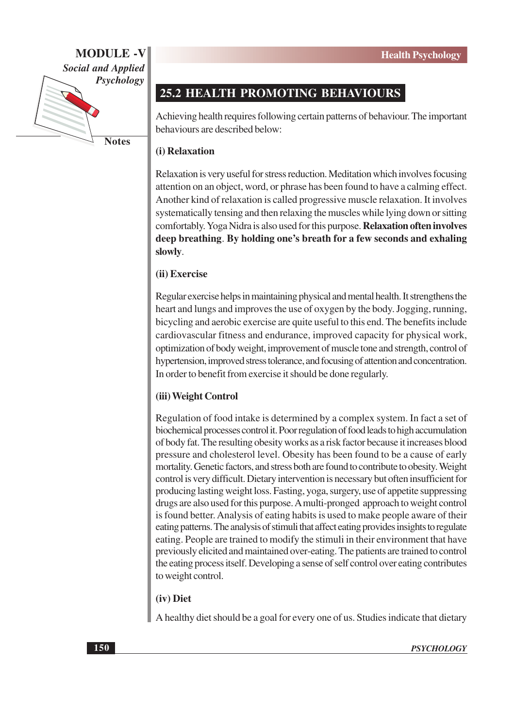## 25.2 HEALTH PROMOTING BEHAVIOURS

Achieving health requires following certain patterns of behaviour. The important behaviours are described below:

**(i) Relaxation**

Relaxation is very useful for stress reduction. Meditation which involves focusing attention on an object, word, or phrase has been found to have a calming effect. Another kind of relaxation is called progressive muscle relaxation. It involves systematically tensing and then relaxing the muscles while lying down or sitting comfortably. Yoga Nidra is also used for this purpose. **Relaxation often involves deep breathing**. **By holding one's breath for a few seconds and exhaling slowly**.

**(ii) Exercise**

Regular exercise helps in maintaining physical and mental health. It strengthens the heart and lungs and improves the use of oxygen by the body. Jogging, running, bicycling and aerobic exercise are quite useful to this end. The benefits include cardiovascular fitness and endurance, improved capacity for physical work, optimization of body weight, improvement of muscle tone and strength, control of hypertension, improved stress tolerance, and focusing of attention and concentration. In order to benefit from exercise it should be done regularly.

**(iii) Weight Control**

Regulation of food intake is determined by a complex system. In fact a set of biochemical processes control it. Poor regulation of food leads to high accumulation of body fat. The resulting obesity works as a risk factor because it increases blood pressure and cholesterol level. Obesity has been found to be a cause of early mortality. Genetic factors, and stress both are found to contribute to obesity. Weight control is very difficult. Dietary intervention is necessary but often insufficient for producing lasting weight loss. Fasting, yoga, surgery, use of appetite suppressing drugs are also used for this purpose. A multi-pronged approach to weight control is found better. Analysis of eating habits is used to make people aware of their eating patterns. The analysis of stimuli that affect eating provides insights to regulate eating. People are trained to modify the stimuli in their environment that have previously elicited and maintained over-eating. The patients are trained to control the eating process itself. Developing a sense of self control over eating contributes to weight control.

**(iv) Diet**

A healthy diet should be a goal for every one of us. Studies indicate that dietary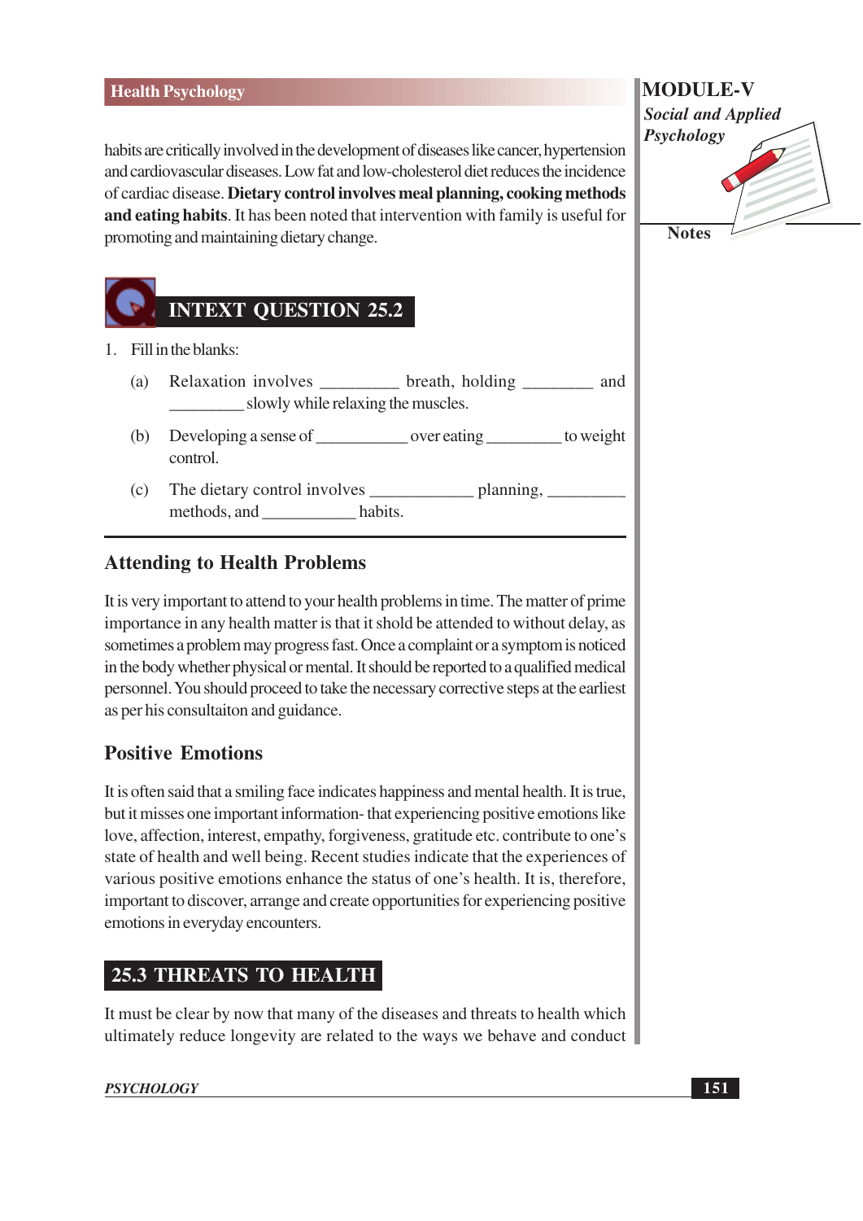habits are critically involved in the development of diseases like cancer, hypertension and cardiovascular diseases. Low fat and low-cholesterol diet reduces the incidence of cardiac disease. **Dietary control involves meal planning, cooking methods and eating habits**. It has been noted that intervention with family is useful for promoting and maintaining dietary change.

## INTEXT QUESTION 25.2

1. Fill in the blanks:

   (a) Relaxation involves _________ breath, holding ________ and _________ slowly while relaxing the muscles.

   (b) Developing a sense of __________ over eating ________ to weight control.

   (c) The dietary control involves ___________ planning, _________ methods, and __________ habits.

### Attending to Health Problems

It is very important to attend to your health problems in time. The matter of prime importance in any health matter is that it shold be attended to without delay, as sometimes a problem may progress fast. Once a complaint or a symptom is noticed in the body whether physical or mental. It should be reported to a qualified medical personnel. You should proceed to take the necessary corrective steps at the earliest as per his consultaiton and guidance.

### Positive Emotions

It is often said that a smiling face indicates happiness and mental health. It is true, but it misses one important information- that experiencing positive emotions like love, affection, interest, empathy, forgiveness, gratitude etc. contribute to one's state of health and well being. Recent studies indicate that the experiences of various positive emotions enhance the status of one's health. It is, therefore, important to discover, arrange and create opportunities for experiencing positive emotions in everyday encounters.

## 25.3 THREATS TO HEALTH

It must be clear by now that many of the diseases and threats to health which ultimately reduce longevity are related to the ways we behave and conduct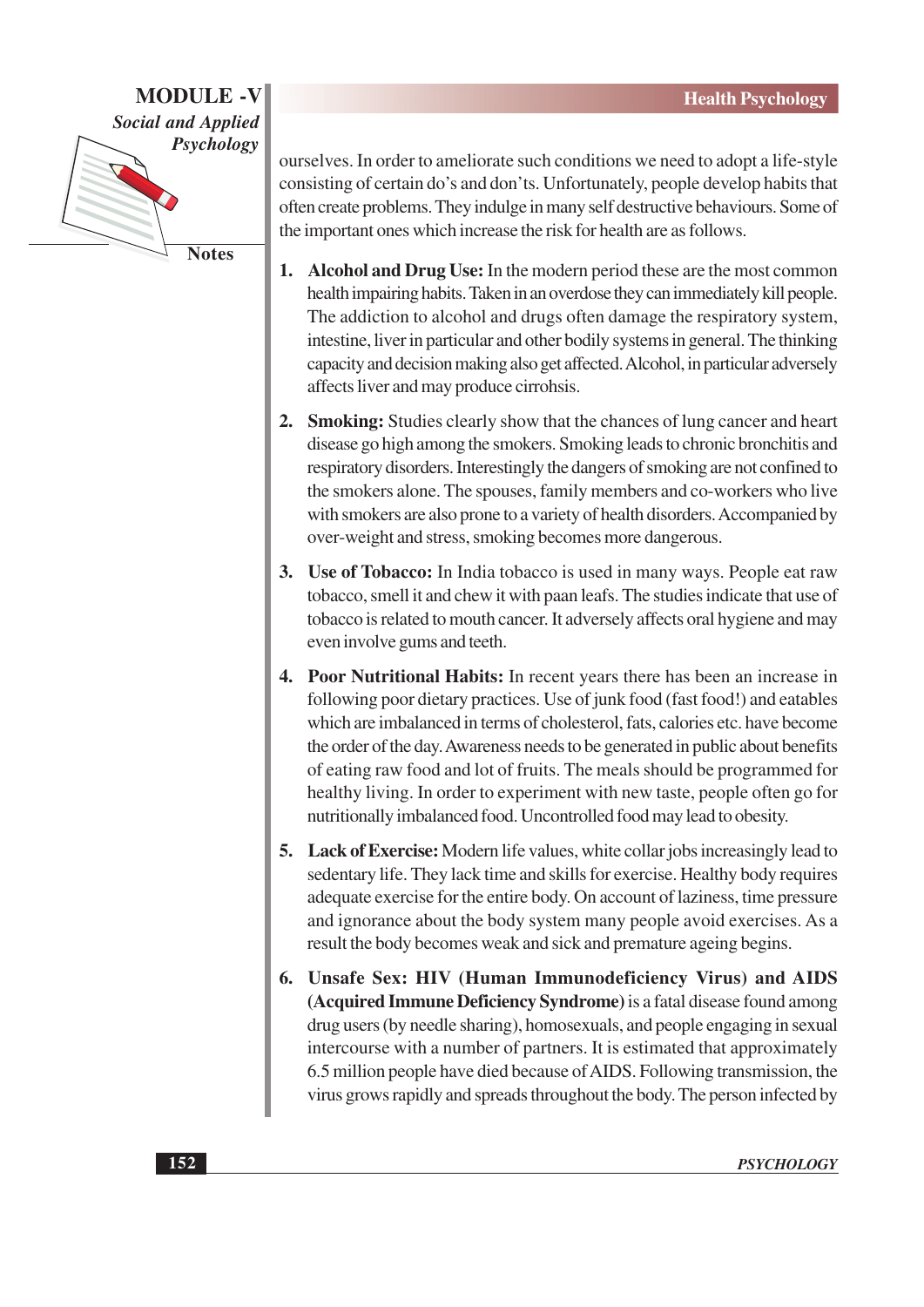ourselves. In order to ameliorate such conditions we need to adopt a life-style consisting of certain do's and don'ts. Unfortunately, people develop habits that often create problems. They indulge in many self destructive behaviours. Some of the important ones which increase the risk for health are as follows.

1. **Alcohol and Drug Use:** In the modern period these are the most common health impairing habits. Taken in an overdose they can immediately kill people. The addiction to alcohol and drugs often damage the respiratory system, intestine, liver in particular and other bodily systems in general. The thinking capacity and decision making also get affected. Alcohol, in particular adversely affects liver and may produce cirrohsis.

2. **Smoking:** Studies clearly show that the chances of lung cancer and heart disease go high among the smokers. Smoking leads to chronic bronchitis and respiratory disorders. Interestingly the dangers of smoking are not confined to the smokers alone. The spouses, family members and co-workers who live with smokers are also prone to a variety of health disorders. Accompanied by over-weight and stress, smoking becomes more dangerous.

3. **Use of Tobacco:** In India tobacco is used in many ways. People eat raw tobacco, smell it and chew it with paan leafs. The studies indicate that use of tobacco is related to mouth cancer. It adversely affects oral hygiene and may even involve gums and teeth.

4. **Poor Nutritional Habits:** In recent years there has been an increase in following poor dietary practices. Use of junk food (fast food!) and eatables which are imbalanced in terms of cholesterol, fats, calories etc. have become the order of the day. Awareness needs to be generated in public about benefits of eating raw food and lot of fruits. The meals should be programmed for healthy living. In order to experiment with new taste, people often go for nutritionally imbalanced food. Uncontrolled food may lead to obesity.

5. **Lack of Exercise:** Modern life values, white collar jobs increasingly lead to sedentary life. They lack time and skills for exercise. Healthy body requires adequate exercise for the entire body. On account of laziness, time pressure and ignorance about the body system many people avoid exercises. As a result the body becomes weak and sick and premature ageing begins.

6. **Unsafe Sex: HIV (Human Immunodeficiency Virus) and AIDS (Acquired Immune Deficiency Syndrome)** is a fatal disease found among drug users (by needle sharing), homosexuals, and people engaging in sexual intercourse with a number of partners. It is estimated that approximately 6.5 million people have died because of AIDS. Following transmission, the virus grows rapidly and spreads throughout the body. The person infected by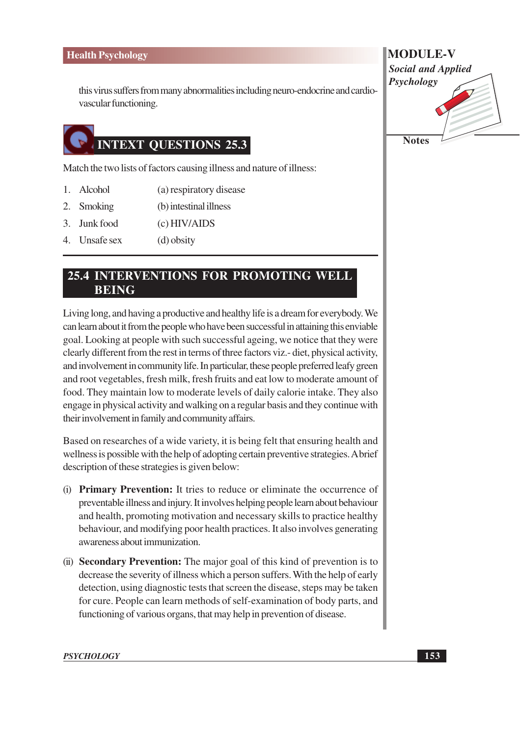this virus suffers from many abnormalities including neuro-endocrine and cardio-vascular functioning.

## INTEXT QUESTIONS 25.3

Match the two lists of factors causing illness and nature of illness:

| | |
|---|---|
| 1. Alcohol | (a) respiratory disease |
| 2. Smoking | (b) intestinal illness |
| 3. Junk food | (c) HIV/AIDS |
| 4. Unsafe sex | (d) obsity |

## 25.4 INTERVENTIONS FOR PROMOTING WELL BEING

Living long, and having a productive and healthy life is a dream for everybody. We can learn about it from the people who have been successful in attaining this enviable goal. Looking at people with such successful ageing, we notice that they were clearly different from the rest in terms of three factors viz.- diet, physical activity, and involvement in community life. In particular, these people preferred leafy green and root vegetables, fresh milk, fresh fruits and eat low to moderate amount of food. They maintain low to moderate levels of daily calorie intake. They also engage in physical activity and walking on a regular basis and they continue with their involvement in family and community affairs.

Based on researches of a wide variety, it is being felt that ensuring health and wellness is possible with the help of adopting certain preventive strategies. A brief description of these strategies is given below:

(i) **Primary Prevention:** It tries to reduce or eliminate the occurrence of preventable illness and injury. It involves helping people learn about behaviour and health, promoting motivation and necessary skills to practice healthy behaviour, and modifying poor health practices. It also involves generating awareness about immunization.

(ii) **Secondary Prevention:** The major goal of this kind of prevention is to decrease the severity of illness which a person suffers. With the help of early detection, using diagnostic tests that screen the disease, steps may be taken for cure. People can learn methods of self-examination of body parts, and functioning of various organs, that may help in prevention of disease.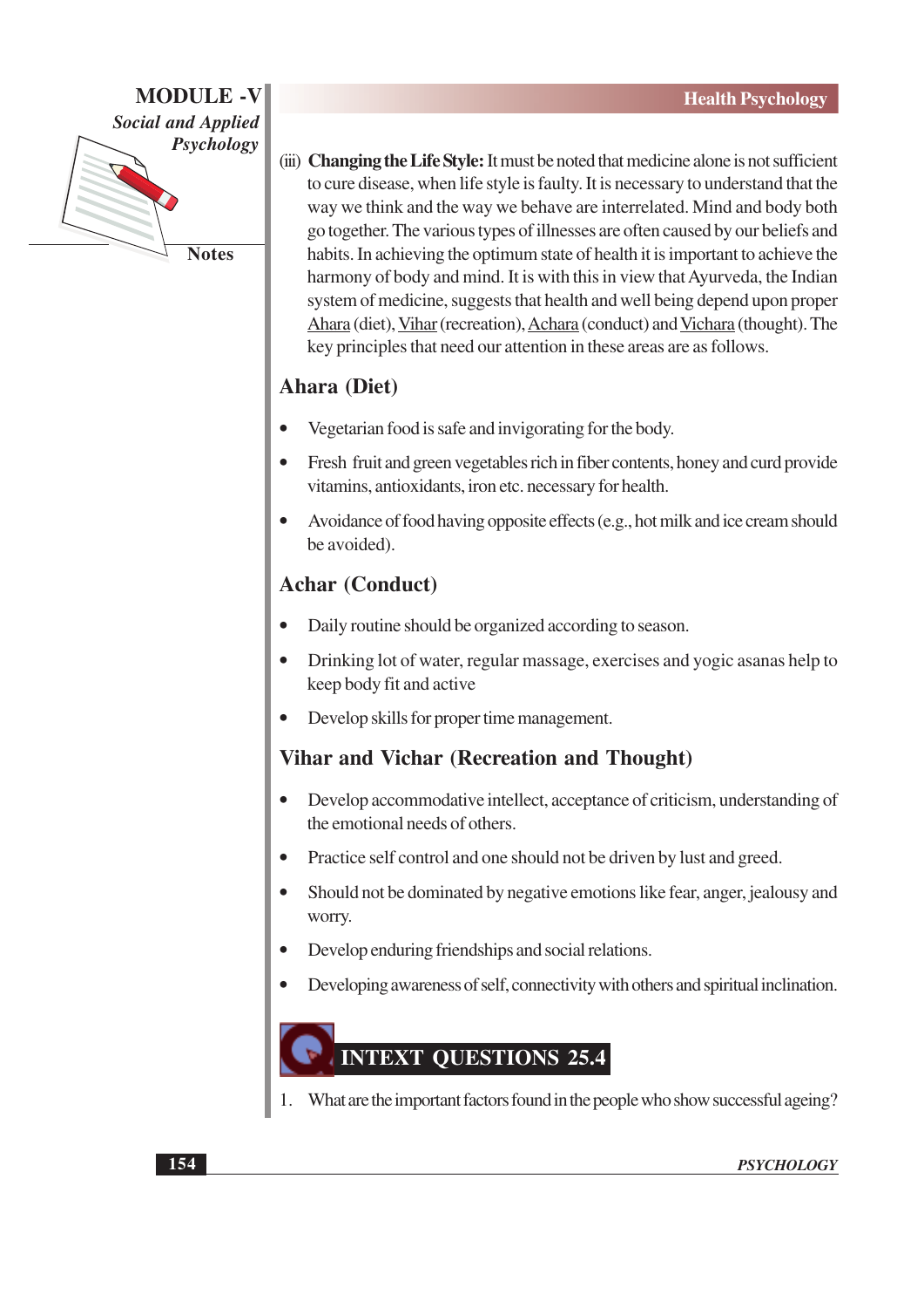(iii) **Changing the Life Style:** It must be noted that medicine alone is not sufficient to cure disease, when life style is faulty. It is necessary to understand that the way we think and the way we behave are interrelated. Mind and body both go together. The various types of illnesses are often caused by our beliefs and habits. In achieving the optimum state of health it is important to achieve the harmony of body and mind. It is with this in view that Ayurveda, the Indian system of medicine, suggests that health and well being depend upon proper Ahara (diet), Vihar (recreation), Achara (conduct) and Vichara (thought). The key principles that need our attention in these areas are as follows.

## Ahara (Diet)

- Vegetarian food is safe and invigorating for the body.
- Fresh fruit and green vegetables rich in fiber contents, honey and curd provide vitamins, antioxidants, iron etc. necessary for health.
- Avoidance of food having opposite effects (e.g., hot milk and ice cream should be avoided).

## Achar (Conduct)

- Daily routine should be organized according to season.
- Drinking lot of water, regular massage, exercises and yogic asanas help to keep body fit and active
- Develop skills for proper time management.

## Vihar and Vichar (Recreation and Thought)

- Develop accommodative intellect, acceptance of criticism, understanding of the emotional needs of others.
- Practice self control and one should not be driven by lust and greed.
- Should not be dominated by negative emotions like fear, anger, jealousy and worry.
- Develop enduring friendships and social relations.
- Developing awareness of self, connectivity with others and spiritual inclination.

## INTEXT QUESTIONS 25.4

1. What are the important factors found in the people who show successful ageing?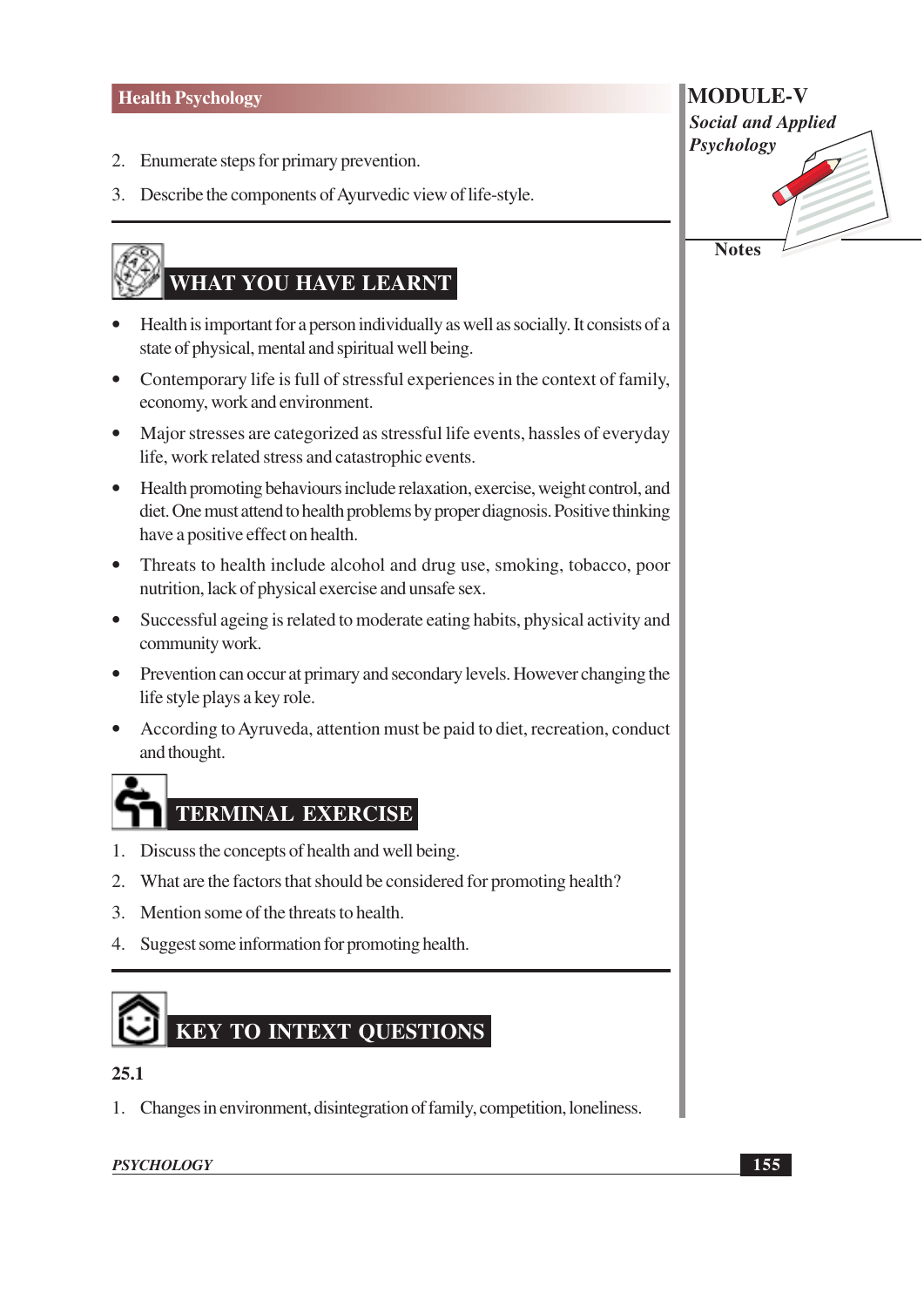2. Enumerate steps for primary prevention.
3. Describe the components of Ayurvedic view of life-style.

## WHAT YOU HAVE LEARNT

- Health is important for a person individually as well as socially. It consists of a state of physical, mental and spiritual well being.
- Contemporary life is full of stressful experiences in the context of family, economy, work and environment.
- Major stresses are categorized as stressful life events, hassles of everyday life, work related stress and catastrophic events.
- Health promoting behaviours include relaxation, exercise, weight control, and diet. One must attend to health problems by proper diagnosis. Positive thinking have a positive effect on health.
- Threats to health include alcohol and drug use, smoking, tobacco, poor nutrition, lack of physical exercise and unsafe sex.
- Successful ageing is related to moderate eating habits, physical activity and community work.
- Prevention can occur at primary and secondary levels. However changing the life style plays a key role.
- According to Ayruveda, attention must be paid to diet, recreation, conduct and thought.

## TERMINAL EXERCISE

1. Discuss the concepts of health and well being.
2. What are the factors that should be considered for promoting health?
3. Mention some of the threats to health.
4. Suggest some information for promoting health.

## KEY TO INTEXT QUESTIONS

**25.1**

1. Changes in environment, disintegration of family, competition, loneliness.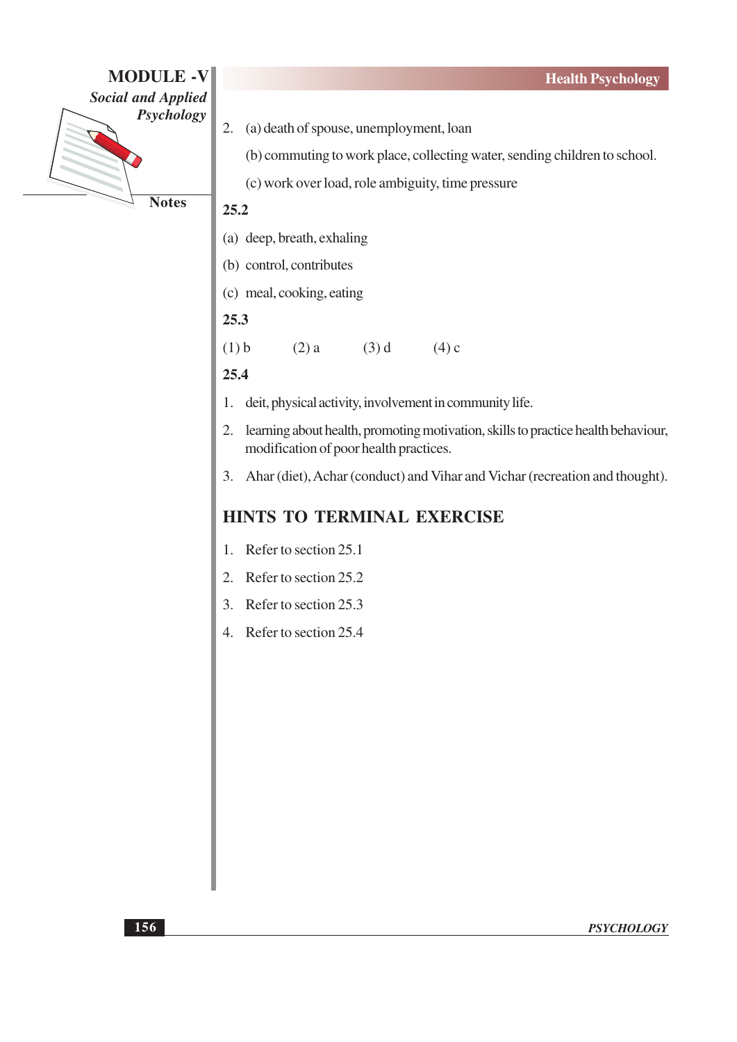2. (a) death of spouse, unemployment, loan

   (b) commuting to work place, collecting water, sending children to school.

   (c) work over load, role ambiguity, time pressure

**25.2**

(a) deep, breath, exhaling

(b) control, contributes

(c) meal, cooking, eating

**25.3**

(1) b    (2) a    (3) d    (4) c

**25.4**

1. deit, physical activity, involvement in community life.
2. learning about health, promoting motivation, skills to practice health behaviour, modification of poor health practices.
3. Ahar (diet), Achar (conduct) and Vihar and Vichar (recreation and thought).

## HINTS TO TERMINAL EXERCISE

1. Refer to section 25.1
2. Refer to section 25.2
3. Refer to section 25.3
4. Refer to section 25.4